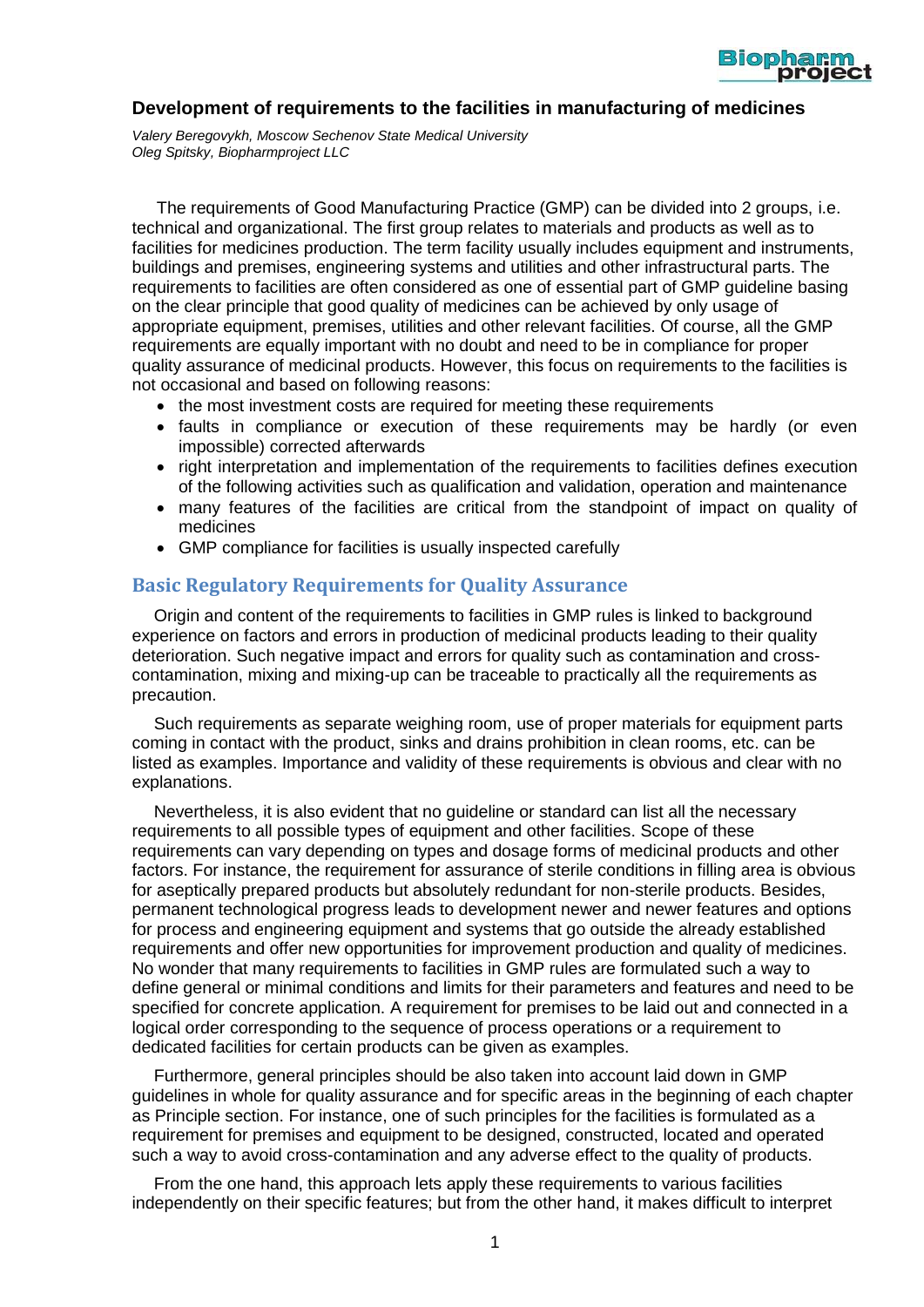# Development of requirements to the facilities in manufacturing of medicines

*Valery Beregovykh, Moscow Sechenov State Medical University*
*Oleg Spitsky, Biopharmproject LLC*

The requirements of Good Manufacturing Practice (GMP) can be divided into 2 groups, i.e. technical and organizational. The first group relates to materials and products as well as to facilities for medicines production. The term facility usually includes equipment and instruments, buildings and premises, engineering systems and utilities and other infrastructural parts. The requirements to facilities are often considered as one of essential part of GMP guideline basing on the clear principle that good quality of medicines can be achieved by only usage of appropriate equipment, premises, utilities and other relevant facilities. Of course, all the GMP requirements are equally important with no doubt and need to be in compliance for proper quality assurance of medicinal products. However, this focus on requirements to the facilities is not occasional and based on following reasons:

- the most investment costs are required for meeting these requirements
- faults in compliance or execution of these requirements may be hardly (or even impossible) corrected afterwards
- right interpretation and implementation of the requirements to facilities defines execution of the following activities such as qualification and validation, operation and maintenance
- many features of the facilities are critical from the standpoint of impact on quality of medicines
- GMP compliance for facilities is usually inspected carefully

## Basic Regulatory Requirements for Quality Assurance

Origin and content of the requirements to facilities in GMP rules is linked to background experience on factors and errors in production of medicinal products leading to their quality deterioration. Such negative impact and errors for quality such as contamination and cross-contamination, mixing and mixing-up can be traceable to practically all the requirements as precaution.

Such requirements as separate weighing room, use of proper materials for equipment parts coming in contact with the product, sinks and drains prohibition in clean rooms, etc. can be listed as examples. Importance and validity of these requirements is obvious and clear with no explanations.

Nevertheless, it is also evident that no guideline or standard can list all the necessary requirements to all possible types of equipment and other facilities. Scope of these requirements can vary depending on types and dosage forms of medicinal products and other factors. For instance, the requirement for assurance of sterile conditions in filling area is obvious for aseptically prepared products but absolutely redundant for non-sterile products. Besides, permanent technological progress leads to development newer and newer features and options for process and engineering equipment and systems that go outside the already established requirements and offer new opportunities for improvement production and quality of medicines. No wonder that many requirements to facilities in GMP rules are formulated such a way to define general or minimal conditions and limits for their parameters and features and need to be specified for concrete application. A requirement for premises to be laid out and connected in a logical order corresponding to the sequence of process operations or a requirement to dedicated facilities for certain products can be given as examples.

Furthermore, general principles should be also taken into account laid down in GMP guidelines in whole for quality assurance and for specific areas in the beginning of each chapter as Principle section. For instance, one of such principles for the facilities is formulated as a requirement for premises and equipment to be designed, constructed, located and operated such a way to avoid cross-contamination and any adverse effect to the quality of products.

From the one hand, this approach lets apply these requirements to various facilities independently on their specific features; but from the other hand, it makes difficult to interpret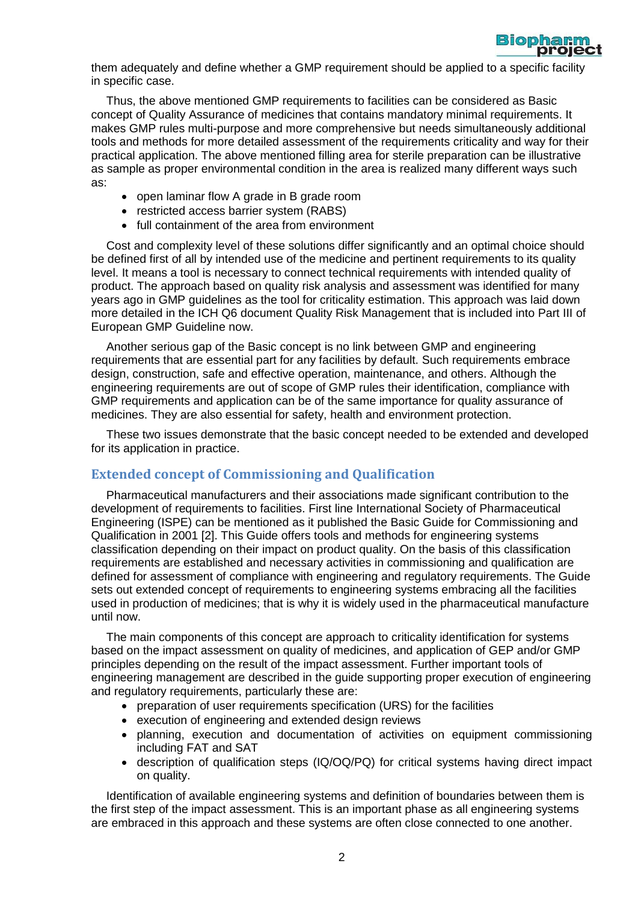them adequately and define whether a GMP requirement should be applied to a specific facility in specific case.

Thus, the above mentioned GMP requirements to facilities can be considered as Basic concept of Quality Assurance of medicines that contains mandatory minimal requirements. It makes GMP rules multi-purpose and more comprehensive but needs simultaneously additional tools and methods for more detailed assessment of the requirements criticality and way for their practical application. The above mentioned filling area for sterile preparation can be illustrative as sample as proper environmental condition in the area is realized many different ways such as:

- open laminar flow A grade in B grade room
- restricted access barrier system (RABS)
- full containment of the area from environment

Cost and complexity level of these solutions differ significantly and an optimal choice should be defined first of all by intended use of the medicine and pertinent requirements to its quality level. It means a tool is necessary to connect technical requirements with intended quality of product. The approach based on quality risk analysis and assessment was identified for many years ago in GMP guidelines as the tool for criticality estimation. This approach was laid down more detailed in the ICH Q6 document Quality Risk Management that is included into Part III of European GMP Guideline now.

Another serious gap of the Basic concept is no link between GMP and engineering requirements that are essential part for any facilities by default. Such requirements embrace design, construction, safe and effective operation, maintenance, and others. Although the engineering requirements are out of scope of GMP rules their identification, compliance with GMP requirements and application can be of the same importance for quality assurance of medicines. They are also essential for safety, health and environment protection.

These two issues demonstrate that the basic concept needed to be extended and developed for its application in practice.

## Extended concept of Commissioning and Qualification

Pharmaceutical manufacturers and their associations made significant contribution to the development of requirements to facilities. First line International Society of Pharmaceutical Engineering (ISPE) can be mentioned as it published the Basic Guide for Commissioning and Qualification in 2001 [2]. This Guide offers tools and methods for engineering systems classification depending on their impact on product quality. On the basis of this classification requirements are established and necessary activities in commissioning and qualification are defined for assessment of compliance with engineering and regulatory requirements. The Guide sets out extended concept of requirements to engineering systems embracing all the facilities used in production of medicines; that is why it is widely used in the pharmaceutical manufacture until now.

The main components of this concept are approach to criticality identification for systems based on the impact assessment on quality of medicines, and application of GEP and/or GMP principles depending on the result of the impact assessment. Further important tools of engineering management are described in the guide supporting proper execution of engineering and regulatory requirements, particularly these are:

- preparation of user requirements specification (URS) for the facilities
- execution of engineering and extended design reviews
- planning, execution and documentation of activities on equipment commissioning including FAT and SAT
- description of qualification steps (IQ/OQ/PQ) for critical systems having direct impact on quality.

Identification of available engineering systems and definition of boundaries between them is the first step of the impact assessment. This is an important phase as all engineering systems are embraced in this approach and these systems are often close connected to one another.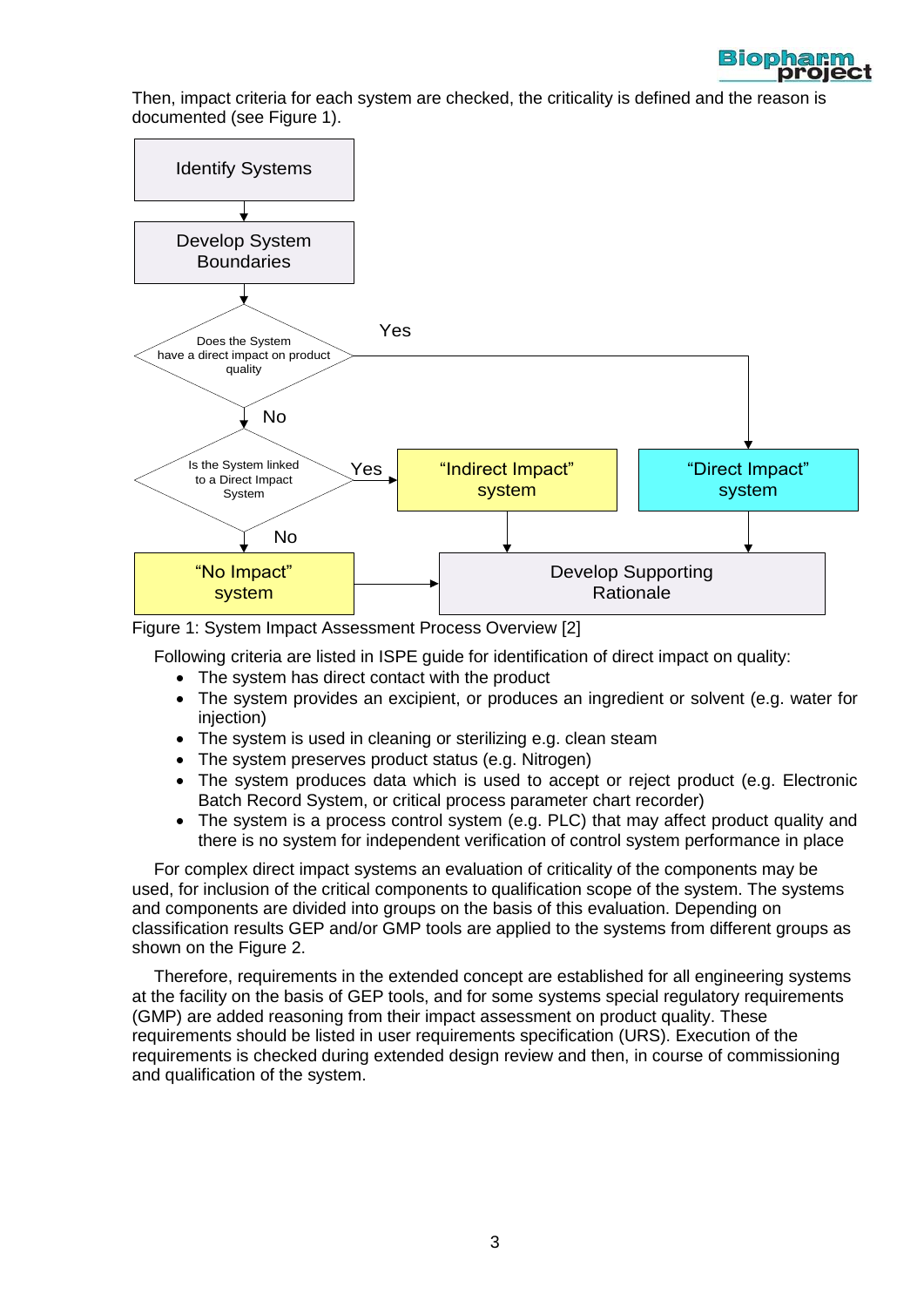Then, impact criteria for each system are checked, the criticality is defined and the reason is documented (see Figure 1).

Figure 1: System Impact Assessment Process Overview [2]

Following criteria are listed in ISPE guide for identification of direct impact on quality:

- The system has direct contact with the product
- The system provides an excipient, or produces an ingredient or solvent (e.g. water for injection)
- The system is used in cleaning or sterilizing e.g. clean steam
- The system preserves product status (e.g. Nitrogen)
- The system produces data which is used to accept or reject product (e.g. Electronic Batch Record System, or critical process parameter chart recorder)
- The system is a process control system (e.g. PLC) that may affect product quality and there is no system for independent verification of control system performance in place

For complex direct impact systems an evaluation of criticality of the components may be used, for inclusion of the critical components to qualification scope of the system. The systems and components are divided into groups on the basis of this evaluation. Depending on classification results GEP and/or GMP tools are applied to the systems from different groups as shown on the Figure 2.

Therefore, requirements in the extended concept are established for all engineering systems at the facility on the basis of GEP tools, and for some systems special regulatory requirements (GMP) are added reasoning from their impact assessment on product quality. These requirements should be listed in user requirements specification (URS). Execution of the requirements is checked during extended design review and then, in course of commissioning and qualification of the system.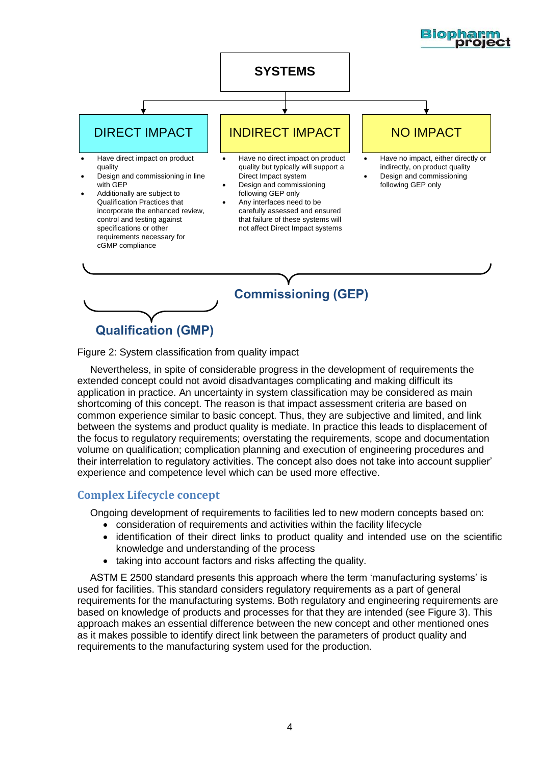SYSTEMS

| DIRECT IMPACT | INDIRECT IMPACT | NO IMPACT |
|---|---|---|
| • Have direct impact on product quality<br>• Design and commissioning in line with GEP<br>• Additionally are subject to Qualification Practices that incorporate the enhanced review, control and testing against specifications or other requirements necessary for cGMP compliance | • Have no direct impact on product quality but typically will support a Direct Impact system<br>• Design and commissioning following GEP only<br>• Any interfaces need to be carefully assessed and ensured that failure of these systems will not affect Direct Impact systems | • Have no impact, either directly or indirectly, on product quality<br>• Design and commissioning following GEP only |

**Commissioning (GEP)**

**Qualification (GMP)**

Figure 2: System classification from quality impact

Nevertheless, in spite of considerable progress in the development of requirements the extended concept could not avoid disadvantages complicating and making difficult its application in practice. An uncertainty in system classification may be considered as main shortcoming of this concept. The reason is that impact assessment criteria are based on common experience similar to basic concept. Thus, they are subjective and limited, and link between the systems and product quality is mediate. In practice this leads to displacement of the focus to regulatory requirements; overstating the requirements, scope and documentation volume on qualification; complication planning and execution of engineering procedures and their interrelation to regulatory activities. The concept also does not take into account supplier' experience and competence level which can be used more effective.

## Complex Lifecycle concept

Ongoing development of requirements to facilities led to new modern concepts based on:

- consideration of requirements and activities within the facility lifecycle
- identification of their direct links to product quality and intended use on the scientific knowledge and understanding of the process
- taking into account factors and risks affecting the quality.

ASTM E 2500 standard presents this approach where the term 'manufacturing systems' is used for facilities. This standard considers regulatory requirements as a part of general requirements for the manufacturing systems. Both regulatory and engineering requirements are based on knowledge of products and processes for that they are intended (see Figure 3). This approach makes an essential difference between the new concept and other mentioned ones as it makes possible to identify direct link between the parameters of product quality and requirements to the manufacturing system used for the production.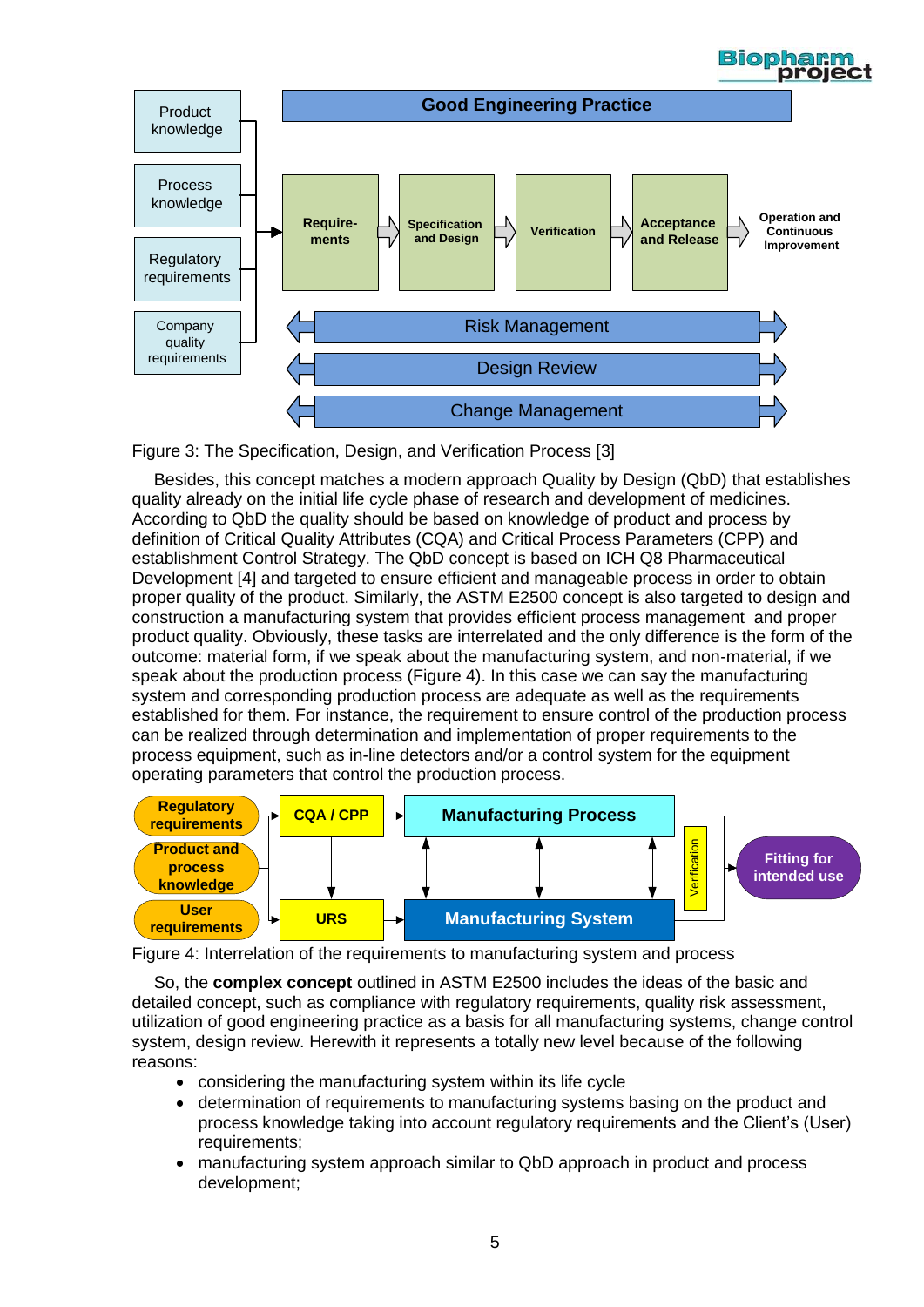Figure 3: The Specification, Design, and Verification Process [3]

Besides, this concept matches a modern approach Quality by Design (QbD) that establishes quality already on the initial life cycle phase of research and development of medicines. According to QbD the quality should be based on knowledge of product and process by definition of Critical Quality Attributes (CQA) and Critical Process Parameters (CPP) and establishment Control Strategy. The QbD concept is based on ICH Q8 Pharmaceutical Development [4] and targeted to ensure efficient and manageable process in order to obtain proper quality of the product. Similarly, the ASTM E2500 concept is also targeted to design and construction a manufacturing system that provides efficient process management and proper product quality. Obviously, these tasks are interrelated and the only difference is the form of the outcome: material form, if we speak about the manufacturing system, and non-material, if we speak about the production process (Figure 4). In this case we can say the manufacturing system and corresponding production process are adequate as well as the requirements established for them. For instance, the requirement to ensure control of the production process can be realized through determination and implementation of proper requirements to the process equipment, such as in-line detectors and/or a control system for the equipment operating parameters that control the production process.

Figure 4: Interrelation of the requirements to manufacturing system and process

So, the **complex concept** outlined in ASTM E2500 includes the ideas of the basic and detailed concept, such as compliance with regulatory requirements, quality risk assessment, utilization of good engineering practice as a basis for all manufacturing systems, change control system, design review. Herewith it represents a totally new level because of the following reasons:

- considering the manufacturing system within its life cycle
- determination of requirements to manufacturing systems basing on the product and process knowledge taking into account regulatory requirements and the Client's (User) requirements;
- manufacturing system approach similar to QbD approach in product and process development;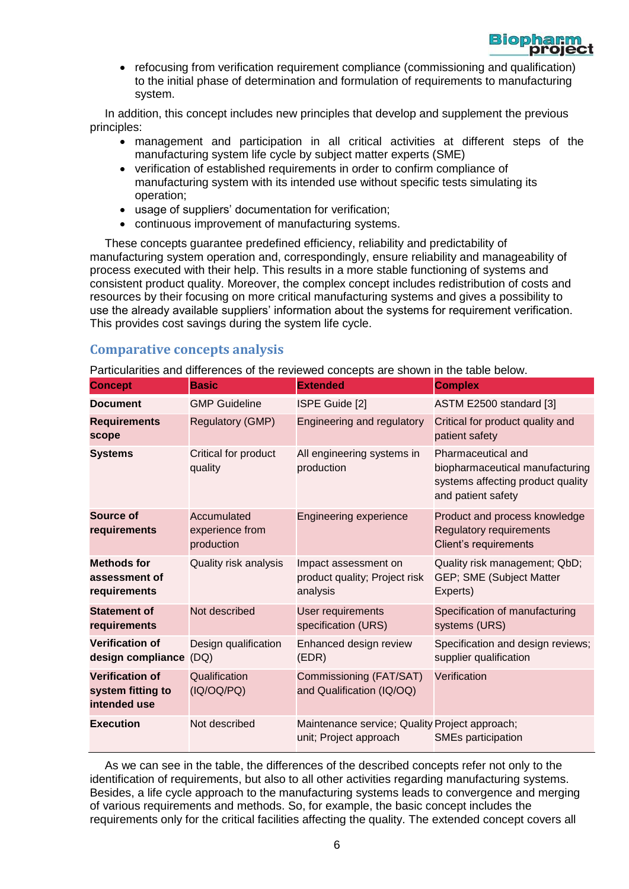- refocusing from verification requirement compliance (commissioning and qualification) to the initial phase of determination and formulation of requirements to manufacturing system.

In addition, this concept includes new principles that develop and supplement the previous principles:

- management and participation in all critical activities at different steps of the manufacturing system life cycle by subject matter experts (SME)
- verification of established requirements in order to confirm compliance of manufacturing system with its intended use without specific tests simulating its operation;
- usage of suppliers' documentation for verification;
- continuous improvement of manufacturing systems.

These concepts guarantee predefined efficiency, reliability and predictability of manufacturing system operation and, correspondingly, ensure reliability and manageability of process executed with their help. This results in a more stable functioning of systems and consistent product quality. Moreover, the complex concept includes redistribution of costs and resources by their focusing on more critical manufacturing systems and gives a possibility to use the already available suppliers' information about the systems for requirement verification. This provides cost savings during the system life cycle.

## Comparative concepts analysis

Particularities and differences of the reviewed concepts are shown in the table below.

| Concept | Basic | Extended | Complex |
|---|---|---|---|
| **Document** | GMP Guideline | ISPE Guide [2] | ASTM E2500 standard [3] |
| **Requirements scope** | Regulatory (GMP) | Engineering and regulatory | Critical for product quality and patient safety |
| **Systems** | Critical for product quality | All engineering systems in production | Pharmaceutical and biopharmaceutical manufacturing systems affecting product quality and patient safety |
| **Source of requirements** | Accumulated experience from production | Engineering experience | Product and process knowledge<br>Regulatory requirements<br>Client's requirements |
| **Methods for assessment of requirements** | Quality risk analysis | Impact assessment on product quality; Project risk analysis | Quality risk management; QbD; GEP; SME (Subject Matter Experts) |
| **Statement of requirements** | Not described | User requirements specification (URS) | Specification of manufacturing systems (URS) |
| **Verification of design compliance** | Design qualification (DQ) | Enhanced design review (EDR) | Specification and design reviews; supplier qualification |
| **Verification of system fitting to intended use** | Qualification (IQ/OQ/PQ) | Commissioning (FAT/SAT) and Qualification (IQ/OQ) | Verification |
| **Execution** | Not described | Maintenance service; Quality unit; Project approach | Project approach; SMEs participation |

As we can see in the table, the differences of the described concepts refer not only to the identification of requirements, but also to all other activities regarding manufacturing systems. Besides, a life cycle approach to the manufacturing systems leads to convergence and merging of various requirements and methods. So, for example, the basic concept includes the requirements only for the critical facilities affecting the quality. The extended concept covers all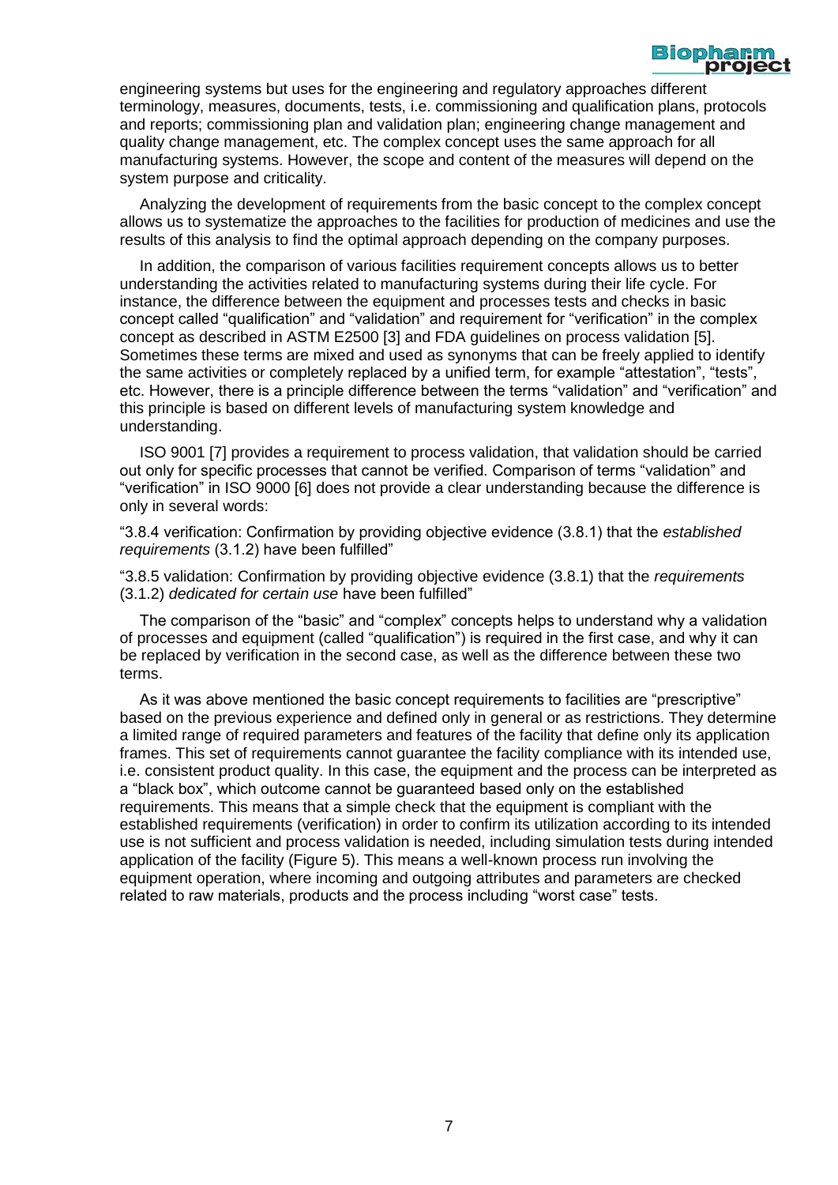engineering systems but uses for the engineering and regulatory approaches different terminology, measures, documents, tests, i.e. commissioning and qualification plans, protocols and reports; commissioning plan and validation plan; engineering change management and quality change management, etc. The complex concept uses the same approach for all manufacturing systems. However, the scope and content of the measures will depend on the system purpose and criticality.

Analyzing the development of requirements from the basic concept to the complex concept allows us to systematize the approaches to the facilities for production of medicines and use the results of this analysis to find the optimal approach depending on the company purposes.

In addition, the comparison of various facilities requirement concepts allows us to better understanding the activities related to manufacturing systems during their life cycle. For instance, the difference between the equipment and processes tests and checks in basic concept called "qualification" and "validation" and requirement for "verification" in the complex concept as described in ASTM E2500 [3] and FDA guidelines on process validation [5]. Sometimes these terms are mixed and used as synonyms that can be freely applied to identify the same activities or completely replaced by a unified term, for example "attestation", "tests", etc. However, there is a principle difference between the terms "validation" and "verification" and this principle is based on different levels of manufacturing system knowledge and understanding.

ISO 9001 [7] provides a requirement to process validation, that validation should be carried out only for specific processes that cannot be verified. Comparison of terms "validation" and "verification" in ISO 9000 [6] does not provide a clear understanding because the difference is only in several words:

"3.8.4 verification: Confirmation by providing objective evidence (3.8.1) that the *established requirements* (3.1.2) have been fulfilled"

"3.8.5 validation: Confirmation by providing objective evidence (3.8.1) that the *requirements* (3.1.2) *dedicated for certain use* have been fulfilled"

The comparison of the "basic" and "complex" concepts helps to understand why a validation of processes and equipment (called "qualification") is required in the first case, and why it can be replaced by verification in the second case, as well as the difference between these two terms.

As it was above mentioned the basic concept requirements to facilities are "prescriptive" based on the previous experience and defined only in general or as restrictions. They determine a limited range of required parameters and features of the facility that define only its application frames. This set of requirements cannot guarantee the facility compliance with its intended use, i.e. consistent product quality. In this case, the equipment and the process can be interpreted as a "black box", which outcome cannot be guaranteed based only on the established requirements. This means that a simple check that the equipment is compliant with the established requirements (verification) in order to confirm its utilization according to its intended use is not sufficient and process validation is needed, including simulation tests during intended application of the facility (Figure 5). This means a well-known process run involving the equipment operation, where incoming and outgoing attributes and parameters are checked related to raw materials, products and the process including "worst case" tests.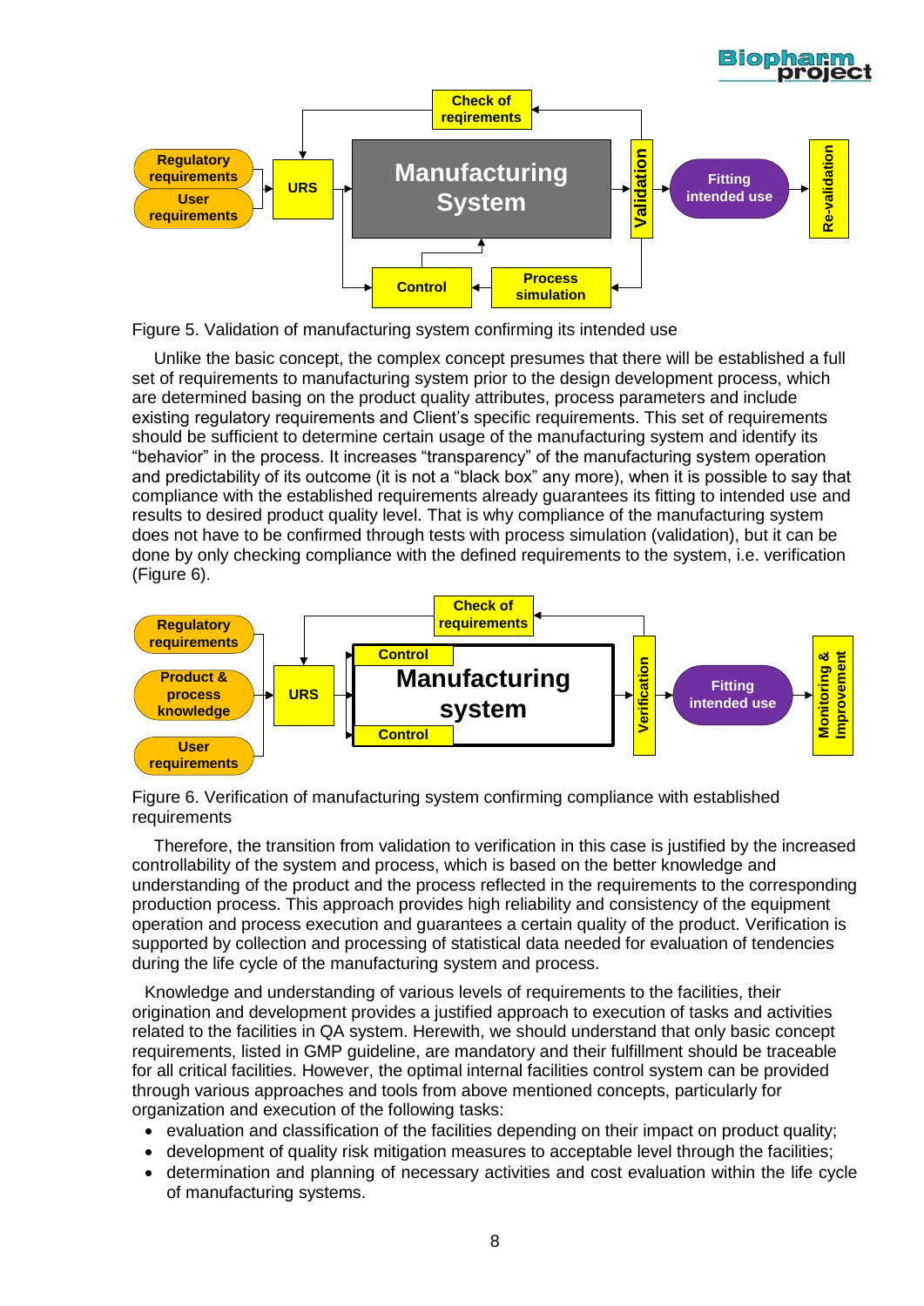Figure 5. Validation of manufacturing system confirming its intended use

Unlike the basic concept, the complex concept presumes that there will be established a full set of requirements to manufacturing system prior to the design development process, which are determined basing on the product quality attributes, process parameters and include existing regulatory requirements and Client's specific requirements. This set of requirements should be sufficient to determine certain usage of the manufacturing system and identify its "behavior" in the process. It increases "transparency" of the manufacturing system operation and predictability of its outcome (it is not a "black box" any more), when it is possible to say that compliance with the established requirements already guarantees its fitting to intended use and results to desired product quality level. That is why compliance of the manufacturing system does not have to be confirmed through tests with process simulation (validation), but it can be done by only checking compliance with the defined requirements to the system, i.e. verification (Figure 6).

Figure 6. Verification of manufacturing system confirming compliance with established requirements

Therefore, the transition from validation to verification in this case is justified by the increased controllability of the system and process, which is based on the better knowledge and understanding of the product and the process reflected in the requirements to the corresponding production process. This approach provides high reliability and consistency of the equipment operation and process execution and guarantees a certain quality of the product. Verification is supported by collection and processing of statistical data needed for evaluation of tendencies during the life cycle of the manufacturing system and process.

Knowledge and understanding of various levels of requirements to the facilities, their origination and development provides a justified approach to execution of tasks and activities related to the facilities in QA system. Herewith, we should understand that only basic concept requirements, listed in GMP guideline, are mandatory and their fulfillment should be traceable for all critical facilities. However, the optimal internal facilities control system can be provided through various approaches and tools from above mentioned concepts, particularly for organization and execution of the following tasks:

- evaluation and classification of the facilities depending on their impact on product quality;
- development of quality risk mitigation measures to acceptable level through the facilities;
- determination and planning of necessary activities and cost evaluation within the life cycle of manufacturing systems.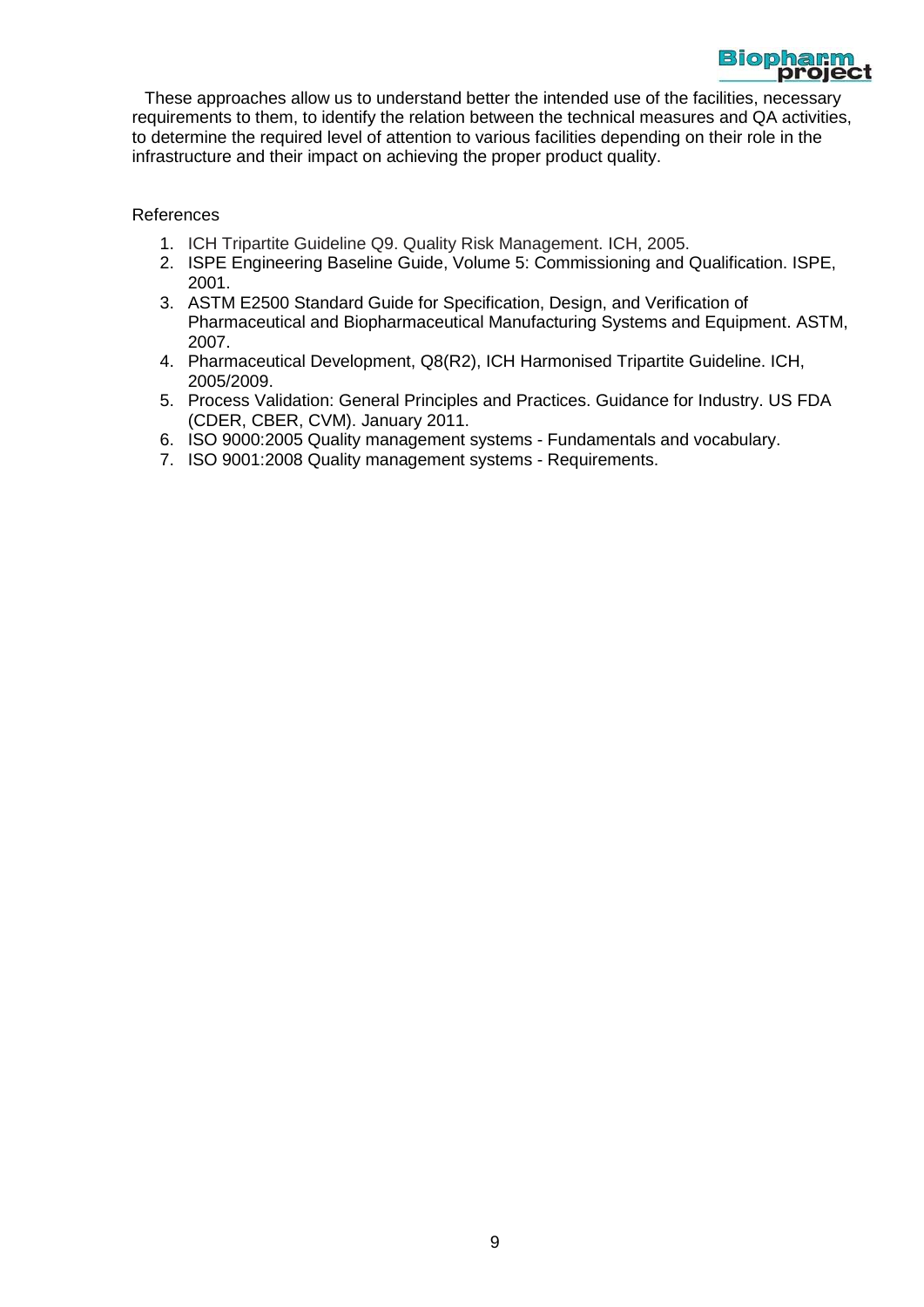These approaches allow us to understand better the intended use of the facilities, necessary requirements to them, to identify the relation between the technical measures and QA activities, to determine the required level of attention to various facilities depending on their role in the infrastructure and their impact on achieving the proper product quality.

References

1. ICH Tripartite Guideline Q9. Quality Risk Management. ICH, 2005.
2. ISPE Engineering Baseline Guide, Volume 5: Commissioning and Qualification. ISPE, 2001.
3. ASTM E2500 Standard Guide for Specification, Design, and Verification of Pharmaceutical and Biopharmaceutical Manufacturing Systems and Equipment. ASTM, 2007.
4. Pharmaceutical Development, Q8(R2), ICH Harmonised Tripartite Guideline. ICH, 2005/2009.
5. Process Validation: General Principles and Practices. Guidance for Industry. US FDA (CDER, CBER, CVM). January 2011.
6. ISO 9000:2005 Quality management systems - Fundamentals and vocabulary.
7. ISO 9001:2008 Quality management systems - Requirements.